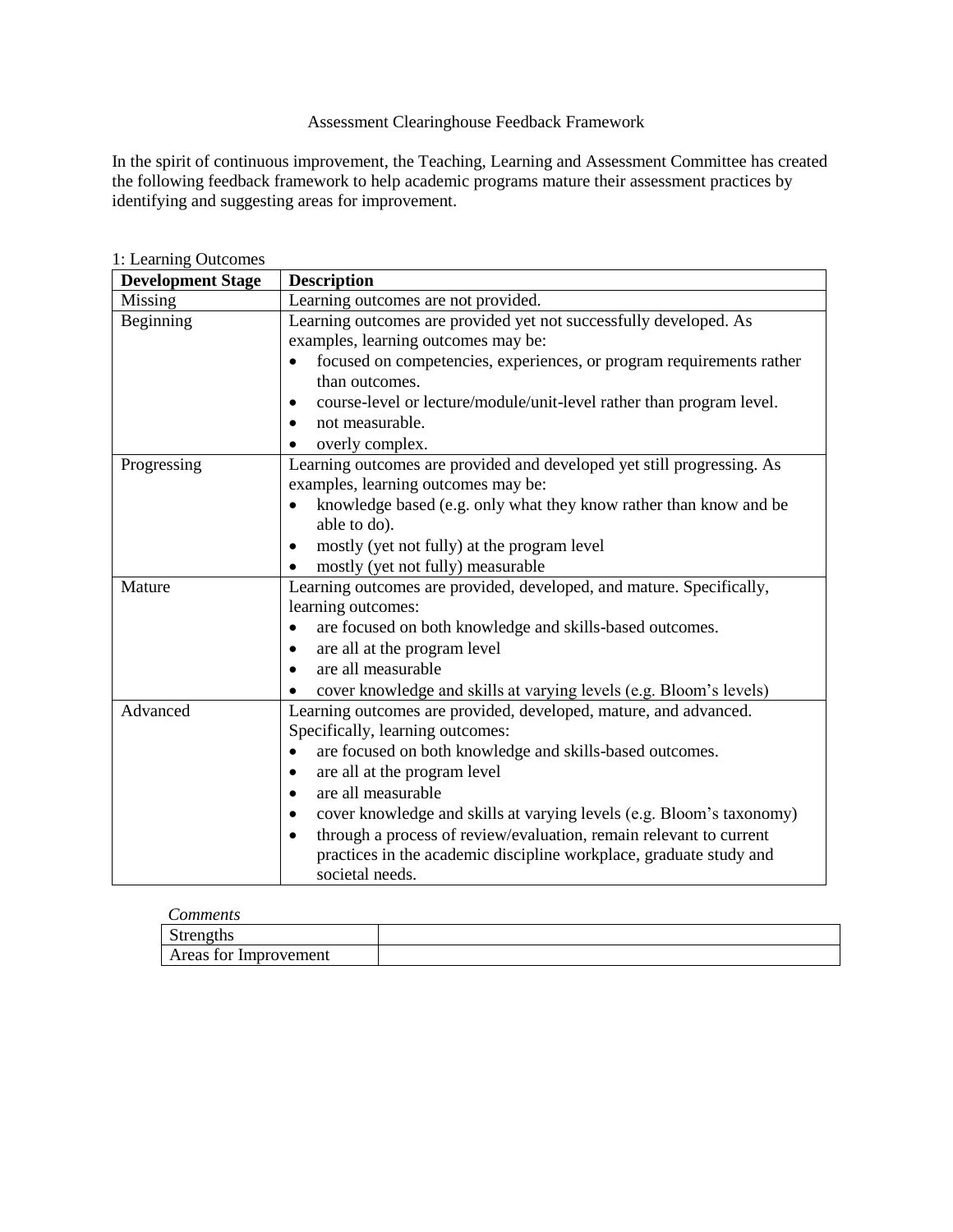# Assessment Clearinghouse Feedback Framework

In the spirit of continuous improvement, the Teaching, Learning and Assessment Committee has created the following feedback framework to help academic programs mature their assessment practices by identifying and suggesting areas for improvement.

1: Learning Outcomes

| **Development Stage** | **Description** |
|---|---|
| Missing | Learning outcomes are not provided. |
| Beginning | Learning outcomes are provided yet not successfully developed. As examples, learning outcomes may be: <br>• focused on competencies, experiences, or program requirements rather than outcomes. <br>• course-level or lecture/module/unit-level rather than program level. <br>• not measurable. <br>• overly complex. |
| Progressing | Learning outcomes are provided and developed yet still progressing. As examples, learning outcomes may be: <br>• knowledge based (e.g. only what they know rather than know and be able to do). <br>• mostly (yet not fully) at the program level <br>• mostly (yet not fully) measurable |
| Mature | Learning outcomes are provided, developed, and mature. Specifically, learning outcomes: <br>• are focused on both knowledge and skills-based outcomes. <br>• are all at the program level <br>• are all measurable <br>• cover knowledge and skills at varying levels (e.g. Bloom's levels) |
| Advanced | Learning outcomes are provided, developed, mature, and advanced. Specifically, learning outcomes: <br>• are focused on both knowledge and skills-based outcomes. <br>• are all at the program level <br>• are all measurable <br>• cover knowledge and skills at varying levels (e.g. Bloom's taxonomy) <br>• through a process of review/evaluation, remain relevant to current practices in the academic discipline workplace, graduate study and societal needs. |

*Comments*

| Strengths | |
|---|---|
| Areas for Improvement | |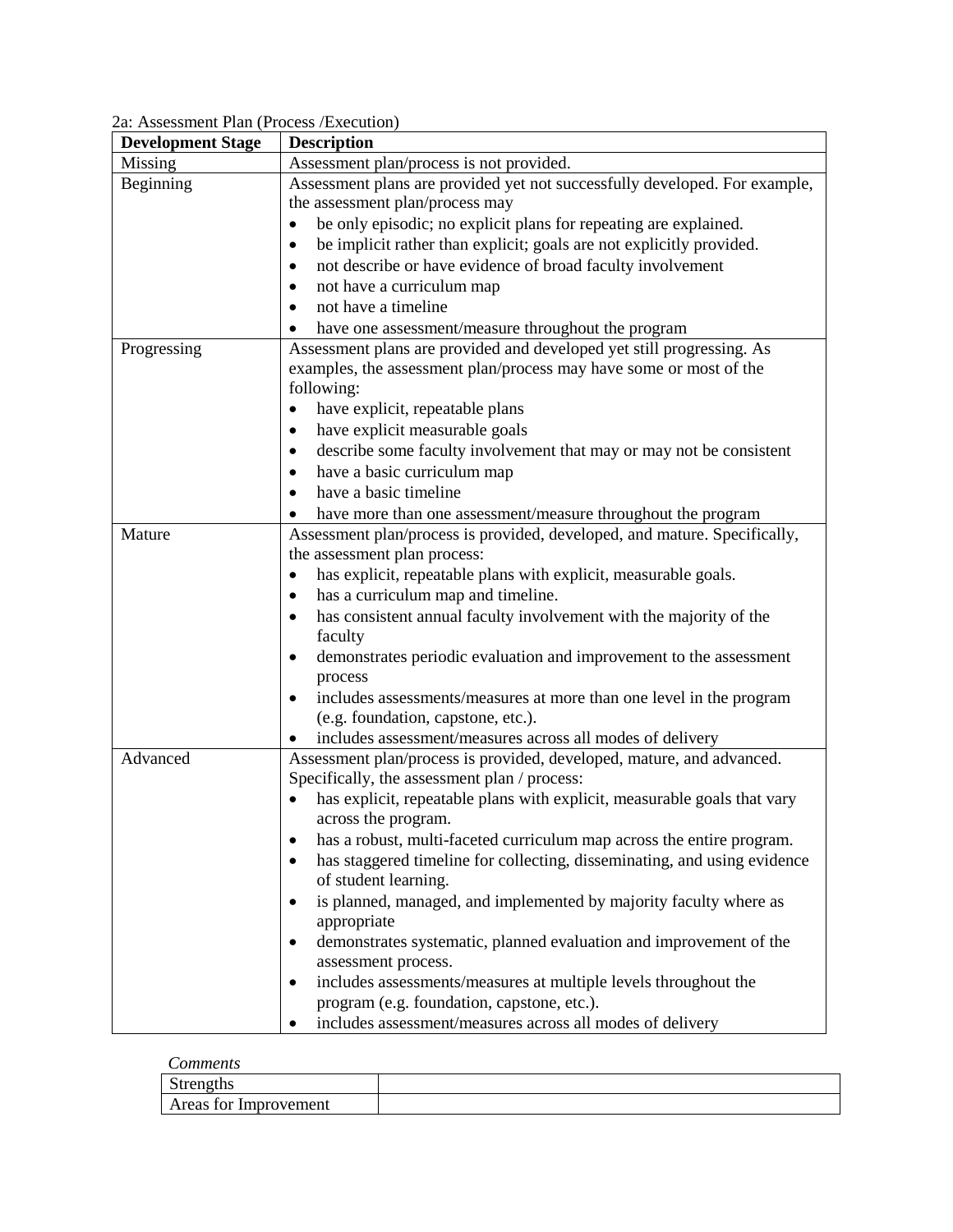2a: Assessment Plan (Process /Execution)

| Development Stage | Description |
|---|---|
| Missing | Assessment plan/process is not provided. |
| Beginning | Assessment plans are provided yet not successfully developed. For example, the assessment plan/process may<br>• be only episodic; no explicit plans for repeating are explained.<br>• be implicit rather than explicit; goals are not explicitly provided.<br>• not describe or have evidence of broad faculty involvement<br>• not have a curriculum map<br>• not have a timeline<br>• have one assessment/measure throughout the program |
| Progressing | Assessment plans are provided and developed yet still progressing. As examples, the assessment plan/process may have some or most of the following:<br>• have explicit, repeatable plans<br>• have explicit measurable goals<br>• describe some faculty involvement that may or may not be consistent<br>• have a basic curriculum map<br>• have a basic timeline<br>• have more than one assessment/measure throughout the program |
| Mature | Assessment plan/process is provided, developed, and mature. Specifically, the assessment plan process:<br>• has explicit, repeatable plans with explicit, measurable goals.<br>• has a curriculum map and timeline.<br>• has consistent annual faculty involvement with the majority of the faculty<br>• demonstrates periodic evaluation and improvement to the assessment process<br>• includes assessments/measures at more than one level in the program (e.g. foundation, capstone, etc.).<br>• includes assessment/measures across all modes of delivery |
| Advanced | Assessment plan/process is provided, developed, mature, and advanced. Specifically, the assessment plan / process:<br>• has explicit, repeatable plans with explicit, measurable goals that vary across the program.<br>• has a robust, multi-faceted curriculum map across the entire program.<br>• has staggered timeline for collecting, disseminating, and using evidence of student learning.<br>• is planned, managed, and implemented by majority faculty where as appropriate<br>• demonstrates systematic, planned evaluation and improvement of the assessment process.<br>• includes assessments/measures at multiple levels throughout the program (e.g. foundation, capstone, etc.).<br>• includes assessment/measures across all modes of delivery |

*Comments*

| | |
|---|---|
| Strengths | |
| Areas for Improvement | |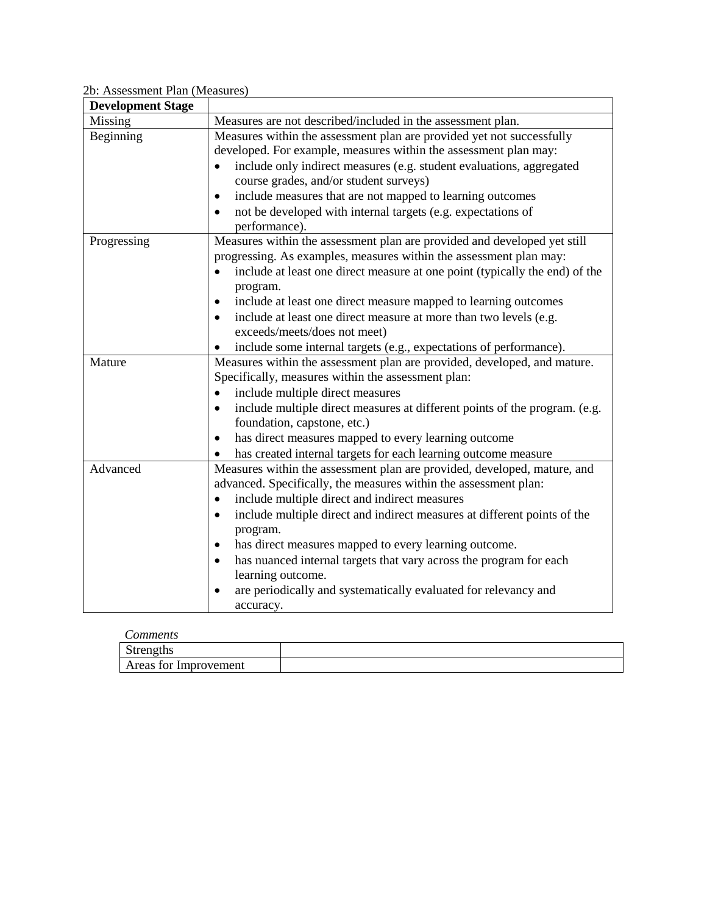2b: Assessment Plan (Measures)

| **Development Stage** | |
|---|---|
| Missing | Measures are not described/included in the assessment plan. |
| Beginning | Measures within the assessment plan are provided yet not successfully developed. For example, measures within the assessment plan may:<br>• include only indirect measures (e.g. student evaluations, aggregated course grades, and/or student surveys)<br>• include measures that are not mapped to learning outcomes<br>• not be developed with internal targets (e.g. expectations of performance). |
| Progressing | Measures within the assessment plan are provided and developed yet still progressing. As examples, measures within the assessment plan may:<br>• include at least one direct measure at one point (typically the end) of the program.<br>• include at least one direct measure mapped to learning outcomes<br>• include at least one direct measure at more than two levels (e.g. exceeds/meets/does not meet)<br>• include some internal targets (e.g., expectations of performance). |
| Mature | Measures within the assessment plan are provided, developed, and mature. Specifically, measures within the assessment plan:<br>• include multiple direct measures<br>• include multiple direct measures at different points of the program. (e.g. foundation, capstone, etc.)<br>• has direct measures mapped to every learning outcome<br>• has created internal targets for each learning outcome measure |
| Advanced | Measures within the assessment plan are provided, developed, mature, and advanced. Specifically, the measures within the assessment plan:<br>• include multiple direct and indirect measures<br>• include multiple direct and indirect measures at different points of the program.<br>• has direct measures mapped to every learning outcome.<br>• has nuanced internal targets that vary across the program for each learning outcome.<br>• are periodically and systematically evaluated for relevancy and accuracy. |

*Comments*

| Strengths | |
|---|---|
| Areas for Improvement | |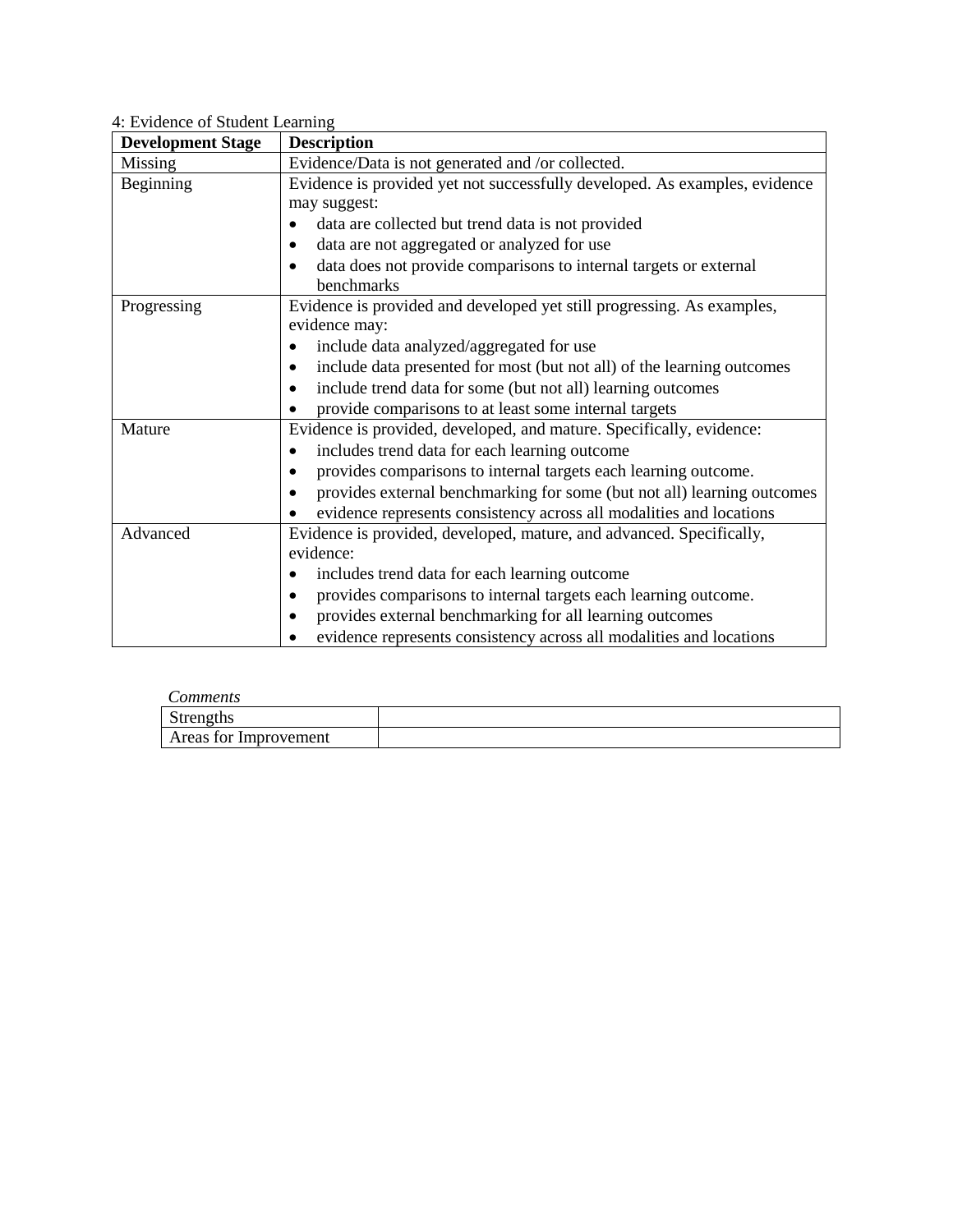4: Evidence of Student Learning

| Development Stage | Description |
|---|---|
| Missing | Evidence/Data is not generated and /or collected. |
| Beginning | Evidence is provided yet not successfully developed. As examples, evidence may suggest:<br>• data are collected but trend data is not provided<br>• data are not aggregated or analyzed for use<br>• data does not provide comparisons to internal targets or external benchmarks |
| Progressing | Evidence is provided and developed yet still progressing. As examples, evidence may:<br>• include data analyzed/aggregated for use<br>• include data presented for most (but not all) of the learning outcomes<br>• include trend data for some (but not all) learning outcomes<br>• provide comparisons to at least some internal targets |
| Mature | Evidence is provided, developed, and mature. Specifically, evidence:<br>• includes trend data for each learning outcome<br>• provides comparisons to internal targets each learning outcome.<br>• provides external benchmarking for some (but not all) learning outcomes<br>• evidence represents consistency across all modalities and locations |
| Advanced | Evidence is provided, developed, mature, and advanced. Specifically, evidence:<br>• includes trend data for each learning outcome<br>• provides comparisons to internal targets each learning outcome.<br>• provides external benchmarking for all learning outcomes<br>• evidence represents consistency across all modalities and locations |

*Comments*

| Strengths | |
|---|---|
| Areas for Improvement | |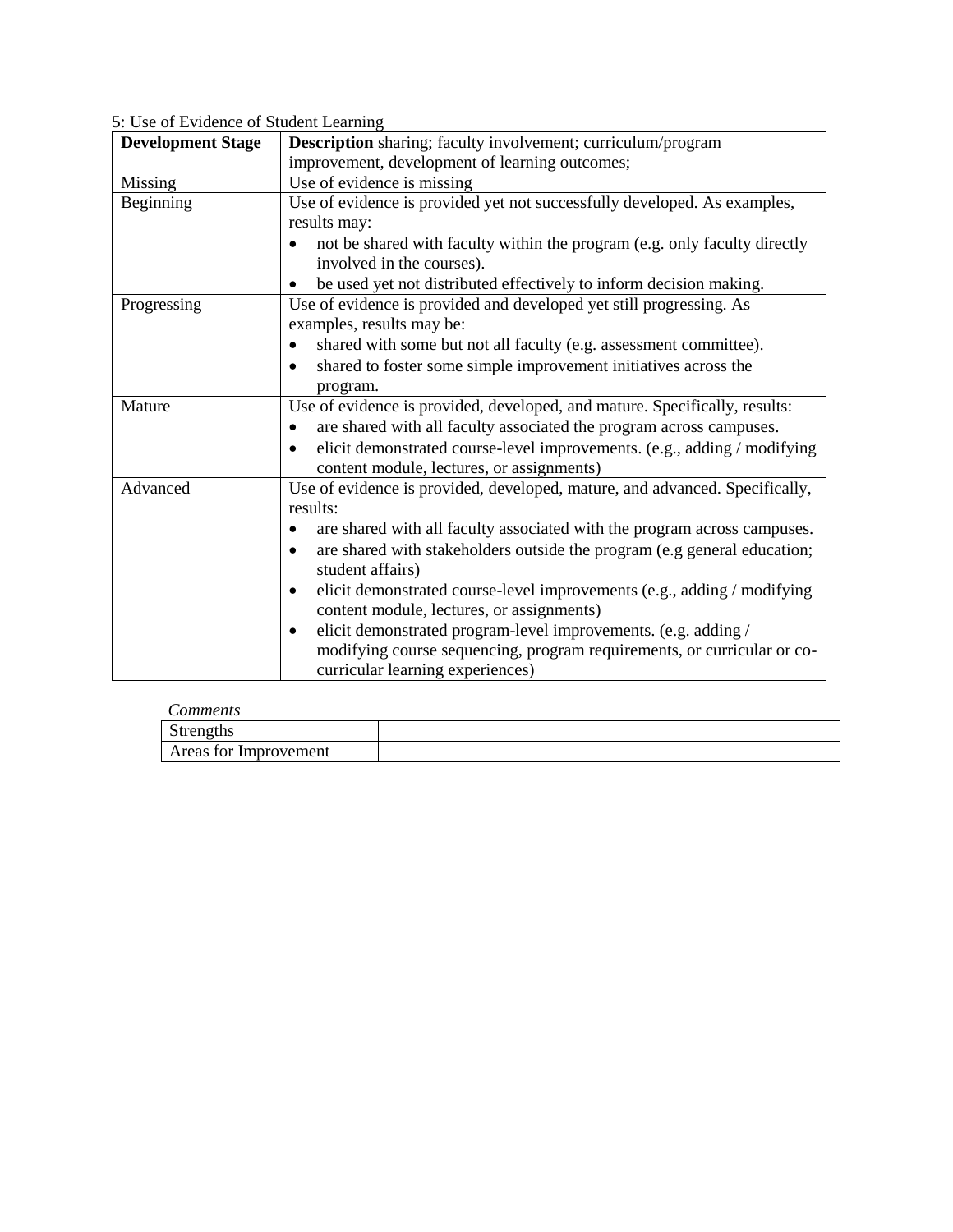5: Use of Evidence of Student Learning

| **Development Stage** | **Description** sharing; faculty involvement; curriculum/program improvement, development of learning outcomes; |
|---|---|
| Missing | Use of evidence is missing |
| Beginning | Use of evidence is provided yet not successfully developed. As examples, results may:<br>• not be shared with faculty within the program (e.g. only faculty directly involved in the courses).<br>• be used yet not distributed effectively to inform decision making. |
| Progressing | Use of evidence is provided and developed yet still progressing. As examples, results may be:<br>• shared with some but not all faculty (e.g. assessment committee).<br>• shared to foster some simple improvement initiatives across the program. |
| Mature | Use of evidence is provided, developed, and mature. Specifically, results:<br>• are shared with all faculty associated the program across campuses.<br>• elicit demonstrated course-level improvements. (e.g., adding / modifying content module, lectures, or assignments) |
| Advanced | Use of evidence is provided, developed, mature, and advanced. Specifically, results:<br>• are shared with all faculty associated with the program across campuses.<br>• are shared with stakeholders outside the program (e.g general education; student affairs)<br>• elicit demonstrated course-level improvements (e.g., adding / modifying content module, lectures, or assignments)<br>• elicit demonstrated program-level improvements. (e.g. adding / modifying course sequencing, program requirements, or curricular or co-curricular learning experiences) |

*Comments*

| | |
|---|---|
| Strengths | |
| Areas for Improvement | |